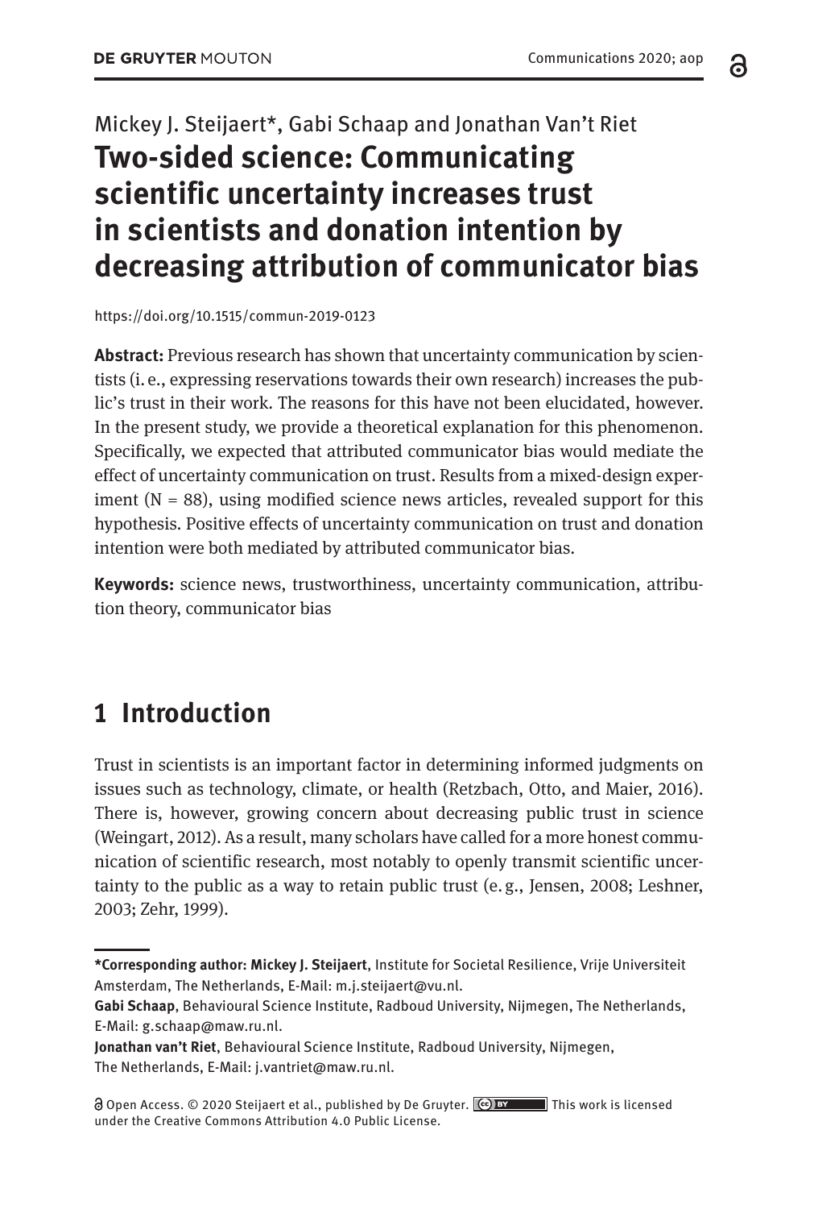Mickey J. Steijaert*, Gabi Schaap and Jonathan Van't Riet

# Two-sided science: Communicating scientific uncertainty increases trust in scientists and donation intention by decreasing attribution of communicator bias

https://doi.org/10.1515/commun-2019-0123

**Abstract:** Previous research has shown that uncertainty communication by scientists (i. e., expressing reservations towards their own research) increases the public's trust in their work. The reasons for this have not been elucidated, however. In the present study, we provide a theoretical explanation for this phenomenon. Specifically, we expected that attributed communicator bias would mediate the effect of uncertainty communication on trust. Results from a mixed-design experiment (N = 88), using modified science news articles, revealed support for this hypothesis. Positive effects of uncertainty communication on trust and donation intention were both mediated by attributed communicator bias.

**Keywords:** science news, trustworthiness, uncertainty communication, attribution theory, communicator bias

## 1 Introduction

Trust in scientists is an important factor in determining informed judgments on issues such as technology, climate, or health (Retzbach, Otto, and Maier, 2016). There is, however, growing concern about decreasing public trust in science (Weingart, 2012). As a result, many scholars have called for a more honest communication of scientific research, most notably to openly transmit scientific uncertainty to the public as a way to retain public trust (e. g., Jensen, 2008; Leshner, 2003; Zehr, 1999).

---

**\*Corresponding author: Mickey J. Steijaert**, Institute for Societal Resilience, Vrije Universiteit Amsterdam, The Netherlands, E-Mail: m.j.steijaert@vu.nl.

**Gabi Schaap**, Behavioural Science Institute, Radboud University, Nijmegen, The Netherlands, E-Mail: g.schaap@maw.ru.nl.

**Jonathan van't Riet**, Behavioural Science Institute, Radboud University, Nijmegen, The Netherlands, E-Mail: j.vantriet@maw.ru.nl.

Open Access. © 2020 Steijaert et al., published by De Gruyter. This work is licensed under the Creative Commons Attribution 4.0 Public License.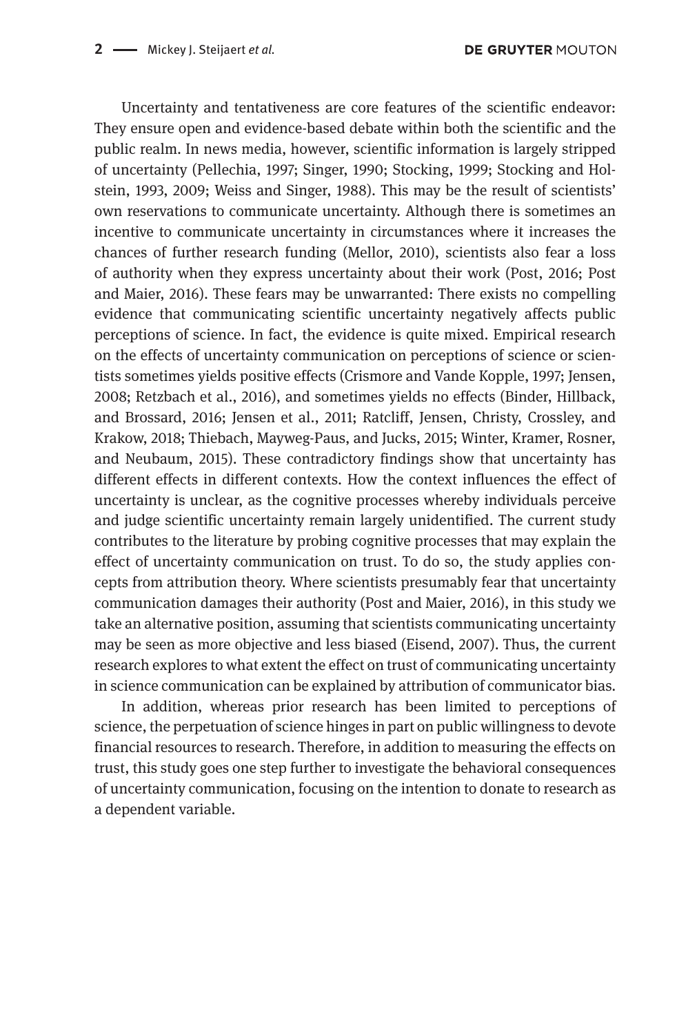Uncertainty and tentativeness are core features of the scientific endeavor: They ensure open and evidence-based debate within both the scientific and the public realm. In news media, however, scientific information is largely stripped of uncertainty (Pellechia, 1997; Singer, 1990; Stocking, 1999; Stocking and Holstein, 1993, 2009; Weiss and Singer, 1988). This may be the result of scientists' own reservations to communicate uncertainty. Although there is sometimes an incentive to communicate uncertainty in circumstances where it increases the chances of further research funding (Mellor, 2010), scientists also fear a loss of authority when they express uncertainty about their work (Post, 2016; Post and Maier, 2016). These fears may be unwarranted: There exists no compelling evidence that communicating scientific uncertainty negatively affects public perceptions of science. In fact, the evidence is quite mixed. Empirical research on the effects of uncertainty communication on perceptions of science or scientists sometimes yields positive effects (Crismore and Vande Kopple, 1997; Jensen, 2008; Retzbach et al., 2016), and sometimes yields no effects (Binder, Hillback, and Brossard, 2016; Jensen et al., 2011; Ratcliff, Jensen, Christy, Crossley, and Krakow, 2018; Thiebach, Mayweg-Paus, and Jucks, 2015; Winter, Kramer, Rosner, and Neubaum, 2015). These contradictory findings show that uncertainty has different effects in different contexts. How the context influences the effect of uncertainty is unclear, as the cognitive processes whereby individuals perceive and judge scientific uncertainty remain largely unidentified. The current study contributes to the literature by probing cognitive processes that may explain the effect of uncertainty communication on trust. To do so, the study applies concepts from attribution theory. Where scientists presumably fear that uncertainty communication damages their authority (Post and Maier, 2016), in this study we take an alternative position, assuming that scientists communicating uncertainty may be seen as more objective and less biased (Eisend, 2007). Thus, the current research explores to what extent the effect on trust of communicating uncertainty in science communication can be explained by attribution of communicator bias.

In addition, whereas prior research has been limited to perceptions of science, the perpetuation of science hinges in part on public willingness to devote financial resources to research. Therefore, in addition to measuring the effects on trust, this study goes one step further to investigate the behavioral consequences of uncertainty communication, focusing on the intention to donate to research as a dependent variable.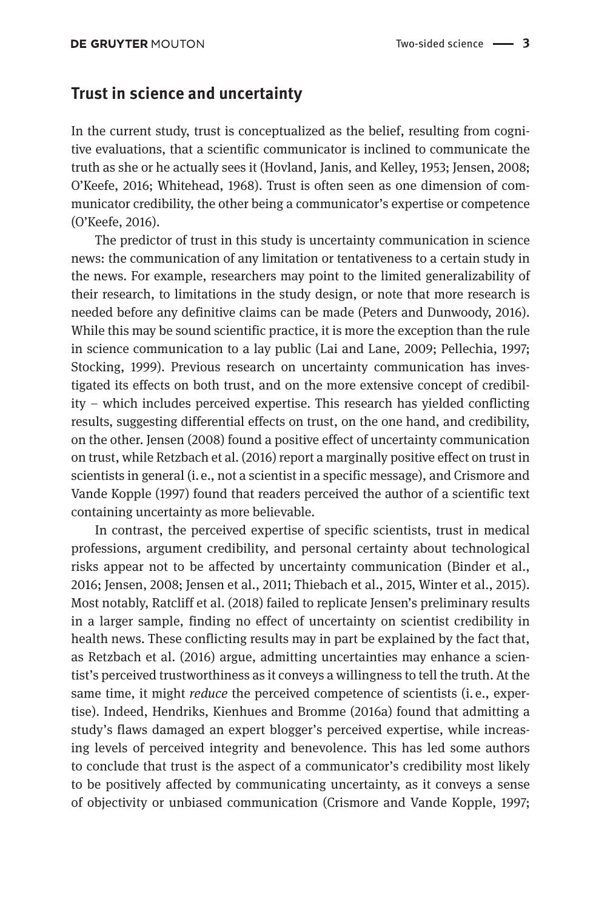## Trust in science and uncertainty

In the current study, trust is conceptualized as the belief, resulting from cognitive evaluations, that a scientific communicator is inclined to communicate the truth as she or he actually sees it (Hovland, Janis, and Kelley, 1953; Jensen, 2008; O'Keefe, 2016; Whitehead, 1968). Trust is often seen as one dimension of communicator credibility, the other being a communicator's expertise or competence (O'Keefe, 2016).

The predictor of trust in this study is uncertainty communication in science news: the communication of any limitation or tentativeness to a certain study in the news. For example, researchers may point to the limited generalizability of their research, to limitations in the study design, or note that more research is needed before any definitive claims can be made (Peters and Dunwoody, 2016). While this may be sound scientific practice, it is more the exception than the rule in science communication to a lay public (Lai and Lane, 2009; Pellechia, 1997; Stocking, 1999). Previous research on uncertainty communication has investigated its effects on both trust, and on the more extensive concept of credibility – which includes perceived expertise. This research has yielded conflicting results, suggesting differential effects on trust, on the one hand, and credibility, on the other. Jensen (2008) found a positive effect of uncertainty communication on trust, while Retzbach et al. (2016) report a marginally positive effect on trust in scientists in general (i. e., not a scientist in a specific message), and Crismore and Vande Kopple (1997) found that readers perceived the author of a scientific text containing uncertainty as more believable.

In contrast, the perceived expertise of specific scientists, trust in medical professions, argument credibility, and personal certainty about technological risks appear not to be affected by uncertainty communication (Binder et al., 2016; Jensen, 2008; Jensen et al., 2011; Thiebach et al., 2015, Winter et al., 2015). Most notably, Ratcliff et al. (2018) failed to replicate Jensen's preliminary results in a larger sample, finding no effect of uncertainty on scientist credibility in health news. These conflicting results may in part be explained by the fact that, as Retzbach et al. (2016) argue, admitting uncertainties may enhance a scientist's perceived trustworthiness as it conveys a willingness to tell the truth. At the same time, it might *reduce* the perceived competence of scientists (i. e., expertise). Indeed, Hendriks, Kienhues and Bromme (2016a) found that admitting a study's flaws damaged an expert blogger's perceived expertise, while increasing levels of perceived integrity and benevolence. This has led some authors to conclude that trust is the aspect of a communicator's credibility most likely to be positively affected by communicating uncertainty, as it conveys a sense of objectivity or unbiased communication (Crismore and Vande Kopple, 1997;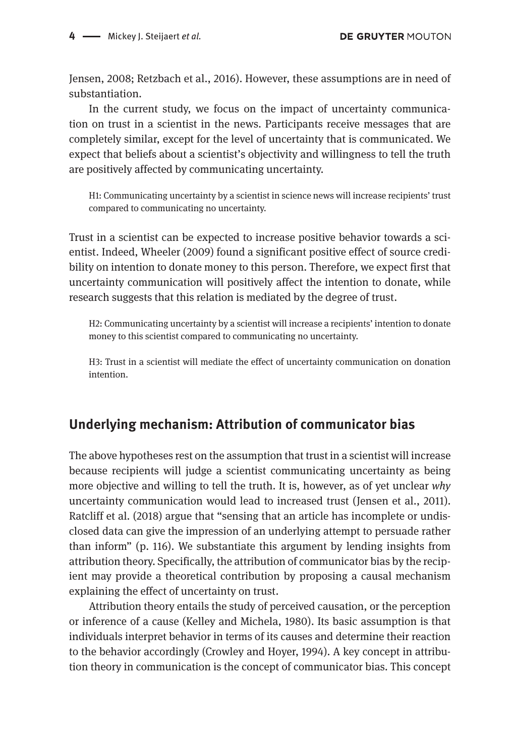Jensen, 2008; Retzbach et al., 2016). However, these assumptions are in need of substantiation.

In the current study, we focus on the impact of uncertainty communication on trust in a scientist in the news. Participants receive messages that are completely similar, except for the level of uncertainty that is communicated. We expect that beliefs about a scientist's objectivity and willingness to tell the truth are positively affected by communicating uncertainty.

> H1: Communicating uncertainty by a scientist in science news will increase recipients' trust compared to communicating no uncertainty.

Trust in a scientist can be expected to increase positive behavior towards a scientist. Indeed, Wheeler (2009) found a significant positive effect of source credibility on intention to donate money to this person. Therefore, we expect first that uncertainty communication will positively affect the intention to donate, while research suggests that this relation is mediated by the degree of trust.

> H2: Communicating uncertainty by a scientist will increase a recipients' intention to donate money to this scientist compared to communicating no uncertainty.

> H3: Trust in a scientist will mediate the effect of uncertainty communication on donation intention.

## Underlying mechanism: Attribution of communicator bias

The above hypotheses rest on the assumption that trust in a scientist will increase because recipients will judge a scientist communicating uncertainty as being more objective and willing to tell the truth. It is, however, as of yet unclear *why* uncertainty communication would lead to increased trust (Jensen et al., 2011). Ratcliff et al. (2018) argue that "sensing that an article has incomplete or undisclosed data can give the impression of an underlying attempt to persuade rather than inform" (p. 116). We substantiate this argument by lending insights from attribution theory. Specifically, the attribution of communicator bias by the recipient may provide a theoretical contribution by proposing a causal mechanism explaining the effect of uncertainty on trust.

Attribution theory entails the study of perceived causation, or the perception or inference of a cause (Kelley and Michela, 1980). Its basic assumption is that individuals interpret behavior in terms of its causes and determine their reaction to the behavior accordingly (Crowley and Hoyer, 1994). A key concept in attribution theory in communication is the concept of communicator bias. This concept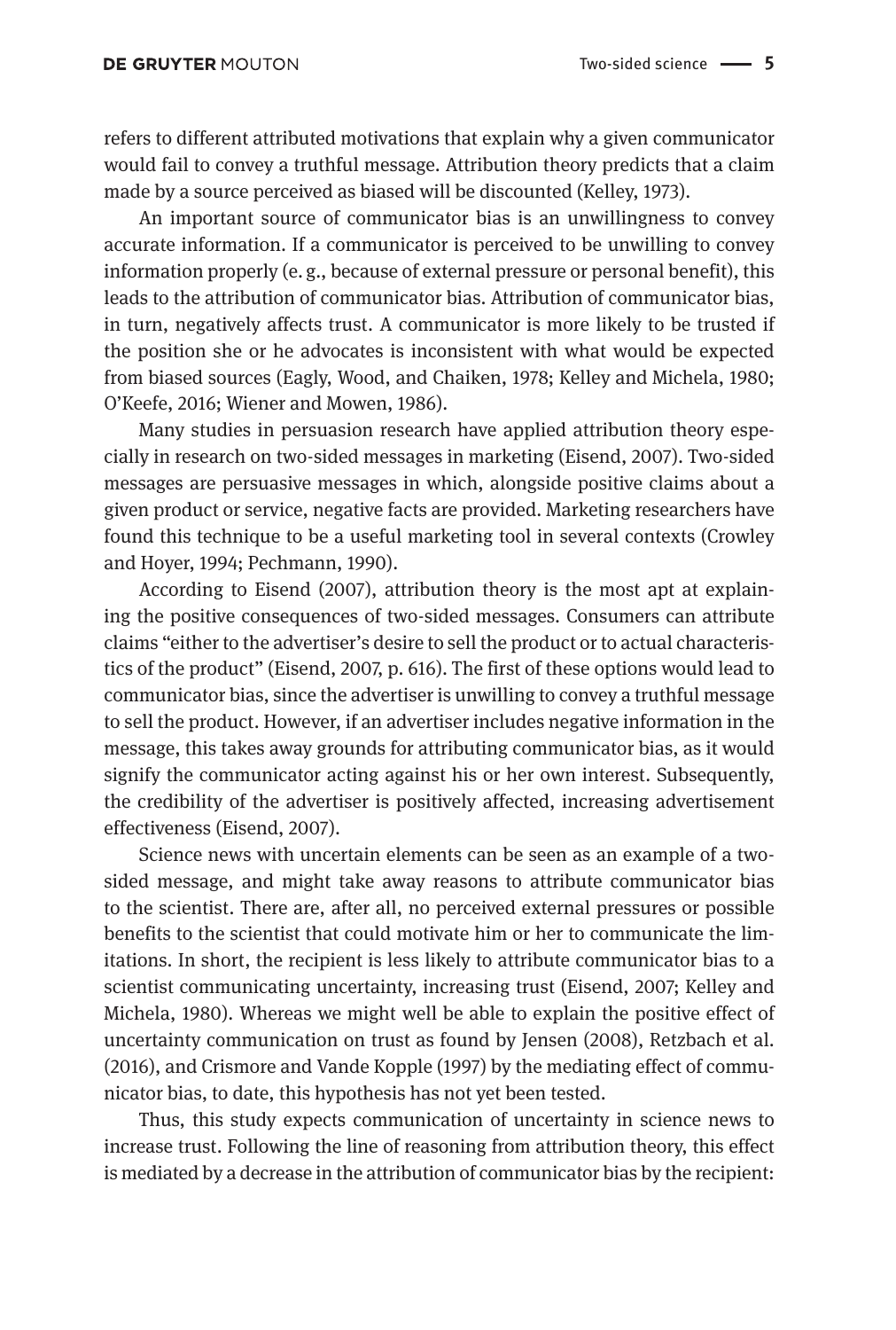refers to different attributed motivations that explain why a given communicator would fail to convey a truthful message. Attribution theory predicts that a claim made by a source perceived as biased will be discounted (Kelley, 1973).

An important source of communicator bias is an unwillingness to convey accurate information. If a communicator is perceived to be unwilling to convey information properly (e. g., because of external pressure or personal benefit), this leads to the attribution of communicator bias. Attribution of communicator bias, in turn, negatively affects trust. A communicator is more likely to be trusted if the position she or he advocates is inconsistent with what would be expected from biased sources (Eagly, Wood, and Chaiken, 1978; Kelley and Michela, 1980; O'Keefe, 2016; Wiener and Mowen, 1986).

Many studies in persuasion research have applied attribution theory especially in research on two-sided messages in marketing (Eisend, 2007). Two-sided messages are persuasive messages in which, alongside positive claims about a given product or service, negative facts are provided. Marketing researchers have found this technique to be a useful marketing tool in several contexts (Crowley and Hoyer, 1994; Pechmann, 1990).

According to Eisend (2007), attribution theory is the most apt at explaining the positive consequences of two-sided messages. Consumers can attribute claims "either to the advertiser's desire to sell the product or to actual characteristics of the product" (Eisend, 2007, p. 616). The first of these options would lead to communicator bias, since the advertiser is unwilling to convey a truthful message to sell the product. However, if an advertiser includes negative information in the message, this takes away grounds for attributing communicator bias, as it would signify the communicator acting against his or her own interest. Subsequently, the credibility of the advertiser is positively affected, increasing advertisement effectiveness (Eisend, 2007).

Science news with uncertain elements can be seen as an example of a two-sided message, and might take away reasons to attribute communicator bias to the scientist. There are, after all, no perceived external pressures or possible benefits to the scientist that could motivate him or her to communicate the limitations. In short, the recipient is less likely to attribute communicator bias to a scientist communicating uncertainty, increasing trust (Eisend, 2007; Kelley and Michela, 1980). Whereas we might well be able to explain the positive effect of uncertainty communication on trust as found by Jensen (2008), Retzbach et al. (2016), and Crismore and Vande Kopple (1997) by the mediating effect of communicator bias, to date, this hypothesis has not yet been tested.

Thus, this study expects communication of uncertainty in science news to increase trust. Following the line of reasoning from attribution theory, this effect is mediated by a decrease in the attribution of communicator bias by the recipient: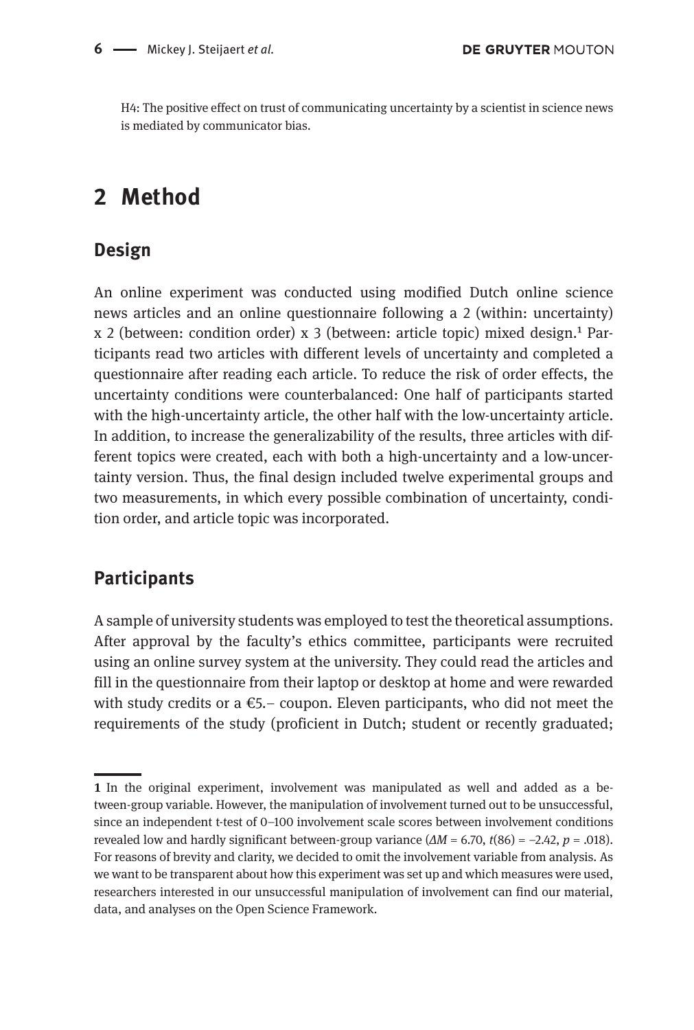H4: The positive effect on trust of communicating uncertainty by a scientist in science news is mediated by communicator bias.

# 2 Method

## Design

An online experiment was conducted using modified Dutch online science news articles and an online questionnaire following a 2 (within: uncertainty) x 2 (between: condition order) x 3 (between: article topic) mixed design.[1] Participants read two articles with different levels of uncertainty and completed a questionnaire after reading each article. To reduce the risk of order effects, the uncertainty conditions were counterbalanced: One half of participants started with the high-uncertainty article, the other half with the low-uncertainty article. In addition, to increase the generalizability of the results, three articles with different topics were created, each with both a high-uncertainty and a low-uncertainty version. Thus, the final design included twelve experimental groups and two measurements, in which every possible combination of uncertainty, condition order, and article topic was incorporated.

## Participants

A sample of university students was employed to test the theoretical assumptions. After approval by the faculty's ethics committee, participants were recruited using an online survey system at the university. They could read the articles and fill in the questionnaire from their laptop or desktop at home and were rewarded with study credits or a €5.– coupon. Eleven participants, who did not meet the requirements of the study (proficient in Dutch; student or recently graduated;

---

**1** In the original experiment, involvement was manipulated as well and added as a between-group variable. However, the manipulation of involvement turned out to be unsuccessful, since an independent t-test of 0–100 involvement scale scores between involvement conditions revealed low and hardly significant between-group variance ($\Delta M = 6.70$, $t(86) = -2.42$, $p = .018$). For reasons of brevity and clarity, we decided to omit the involvement variable from analysis. As we want to be transparent about how this experiment was set up and which measures were used, researchers interested in our unsuccessful manipulation of involvement can find our material, data, and analyses on the Open Science Framework.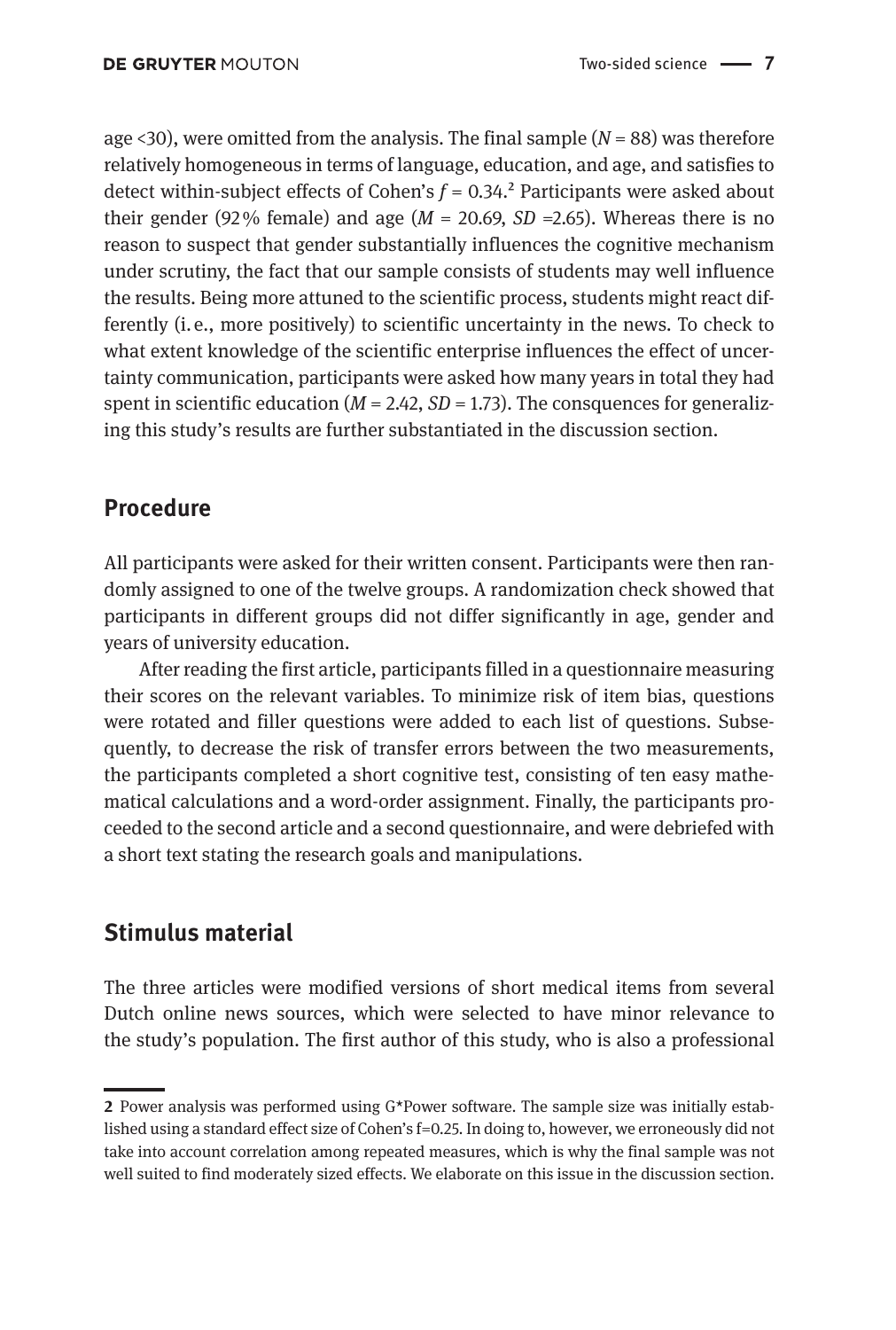age <30), were omitted from the analysis. The final sample ($N$ = 88) was therefore relatively homogeneous in terms of language, education, and age, and satisfies to detect within-subject effects of Cohen's $f$ = 0.34.[2] Participants were asked about their gender (92% female) and age ($M$ = 20.69, $SD$ =2.65). Whereas there is no reason to suspect that gender substantially influences the cognitive mechanism under scrutiny, the fact that our sample consists of students may well influence the results. Being more attuned to the scientific process, students might react differently (i. e., more positively) to scientific uncertainty in the news. To check to what extent knowledge of the scientific enterprise influences the effect of uncertainty communication, participants were asked how many years in total they had spent in scientific education ($M$ = 2.42, $SD$ = 1.73). The consquences for generalizing this study's results are further substantiated in the discussion section.

## Procedure

All participants were asked for their written consent. Participants were then randomly assigned to one of the twelve groups. A randomization check showed that participants in different groups did not differ significantly in age, gender and years of university education.

After reading the first article, participants filled in a questionnaire measuring their scores on the relevant variables. To minimize risk of item bias, questions were rotated and filler questions were added to each list of questions. Subsequently, to decrease the risk of transfer errors between the two measurements, the participants completed a short cognitive test, consisting of ten easy mathematical calculations and a word-order assignment. Finally, the participants proceeded to the second article and a second questionnaire, and were debriefed with a short text stating the research goals and manipulations.

## Stimulus material

The three articles were modified versions of short medical items from several Dutch online news sources, which were selected to have minor relevance to the study's population. The first author of this study, who is also a professional

---

[2] Power analysis was performed using G*Power software. The sample size was initially established using a standard effect size of Cohen's f=0.25. In doing to, however, we erroneously did not take into account correlation among repeated measures, which is why the final sample was not well suited to find moderately sized effects. We elaborate on this issue in the discussion section.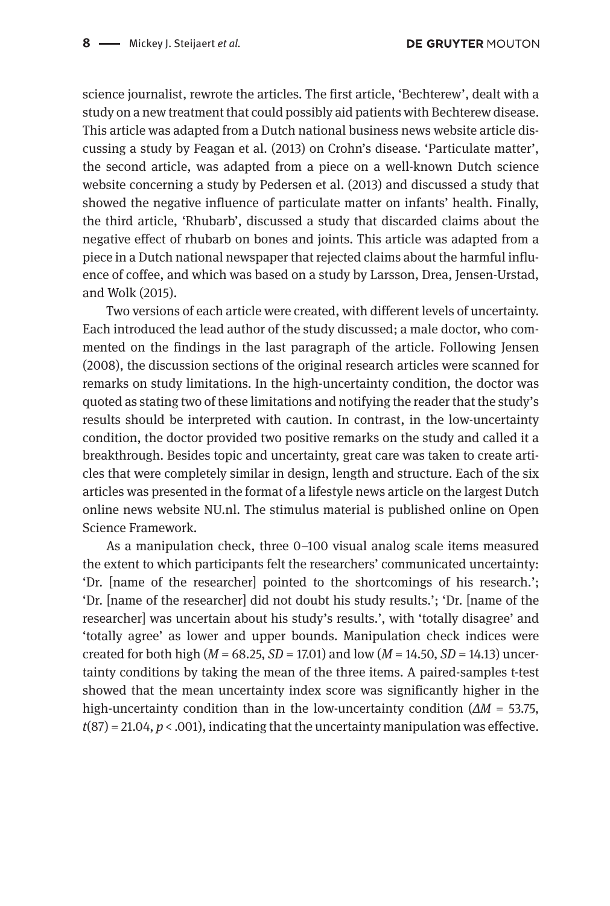science journalist, rewrote the articles. The first article, 'Bechterew', dealt with a study on a new treatment that could possibly aid patients with Bechterew disease. This article was adapted from a Dutch national business news website article discussing a study by Feagan et al. (2013) on Crohn's disease. 'Particulate matter', the second article, was adapted from a piece on a well-known Dutch science website concerning a study by Pedersen et al. (2013) and discussed a study that showed the negative influence of particulate matter on infants' health. Finally, the third article, 'Rhubarb', discussed a study that discarded claims about the negative effect of rhubarb on bones and joints. This article was adapted from a piece in a Dutch national newspaper that rejected claims about the harmful influence of coffee, and which was based on a study by Larsson, Drea, Jensen-Urstad, and Wolk (2015).

Two versions of each article were created, with different levels of uncertainty. Each introduced the lead author of the study discussed; a male doctor, who commented on the findings in the last paragraph of the article. Following Jensen (2008), the discussion sections of the original research articles were scanned for remarks on study limitations. In the high-uncertainty condition, the doctor was quoted as stating two of these limitations and notifying the reader that the study's results should be interpreted with caution. In contrast, in the low-uncertainty condition, the doctor provided two positive remarks on the study and called it a breakthrough. Besides topic and uncertainty, great care was taken to create articles that were completely similar in design, length and structure. Each of the six articles was presented in the format of a lifestyle news article on the largest Dutch online news website NU.nl. The stimulus material is published online on Open Science Framework.

As a manipulation check, three 0–100 visual analog scale items measured the extent to which participants felt the researchers' communicated uncertainty: 'Dr. [name of the researcher] pointed to the shortcomings of his research.'; 'Dr. [name of the researcher] did not doubt his study results.'; 'Dr. [name of the researcher] was uncertain about his study's results.', with 'totally disagree' and 'totally agree' as lower and upper bounds. Manipulation check indices were created for both high ($M$ = 68.25, $SD$ = 17.01) and low ($M$ = 14.50, $SD$ = 14.13) uncertainty conditions by taking the mean of the three items. A paired-samples t-test showed that the mean uncertainty index score was significantly higher in the high-uncertainty condition than in the low-uncertainty condition ($\Delta M$ = 53.75, $t(87)$ = 21.04, $p$ < .001), indicating that the uncertainty manipulation was effective.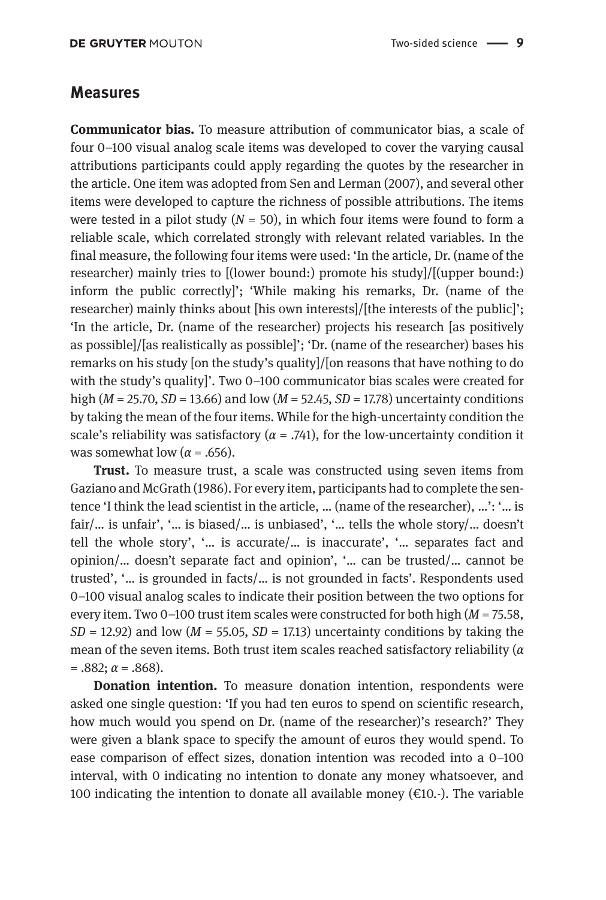## Measures

**Communicator bias.** To measure attribution of communicator bias, a scale of four 0–100 visual analog scale items was developed to cover the varying causal attributions participants could apply regarding the quotes by the researcher in the article. One item was adopted from Sen and Lerman (2007), and several other items were developed to capture the richness of possible attributions. The items were tested in a pilot study ($N$ = 50), in which four items were found to form a reliable scale, which correlated strongly with relevant related variables. In the final measure, the following four items were used: 'In the article, Dr. (name of the researcher) mainly tries to [(lower bound:) promote his study]/[(upper bound:) inform the public correctly]'; 'While making his remarks, Dr. (name of the researcher) mainly thinks about [his own interests]/[the interests of the public]'; 'In the article, Dr. (name of the researcher) projects his research [as positively as possible]/[as realistically as possible]'; 'Dr. (name of the researcher) bases his remarks on his study [on the study's quality]/[on reasons that have nothing to do with the study's quality]'. Two 0–100 communicator bias scales were created for high ($M$ = 25.70, $SD$ = 13.66) and low ($M$ = 52.45, $SD$ = 17.78) uncertainty conditions by taking the mean of the four items. While for the high-uncertainty condition the scale's reliability was satisfactory ($\alpha$ = .741), for the low-uncertainty condition it was somewhat low ($\alpha$ = .656).

**Trust.** To measure trust, a scale was constructed using seven items from Gaziano and McGrath (1986). For every item, participants had to complete the sentence 'I think the lead scientist in the article, … (name of the researcher), …': '… is fair/… is unfair', '… is biased/… is unbiased', '… tells the whole story/… doesn't tell the whole story', '… is accurate/… is inaccurate', '… separates fact and opinion/… doesn't separate fact and opinion', '… can be trusted/… cannot be trusted', '… is grounded in facts/… is not grounded in facts'. Respondents used 0–100 visual analog scales to indicate their position between the two options for every item. Two 0–100 trust item scales were constructed for both high ($M$ = 75.58, $SD$ = 12.92) and low ($M$ = 55.05, $SD$ = 17.13) uncertainty conditions by taking the mean of the seven items. Both trust item scales reached satisfactory reliability ($\alpha$ = .882; $\alpha$ = .868).

**Donation intention.** To measure donation intention, respondents were asked one single question: 'If you had ten euros to spend on scientific research, how much would you spend on Dr. (name of the researcher)'s research?' They were given a blank space to specify the amount of euros they would spend. To ease comparison of effect sizes, donation intention was recoded into a 0–100 interval, with 0 indicating no intention to donate any money whatsoever, and 100 indicating the intention to donate all available money (€10.-). The variable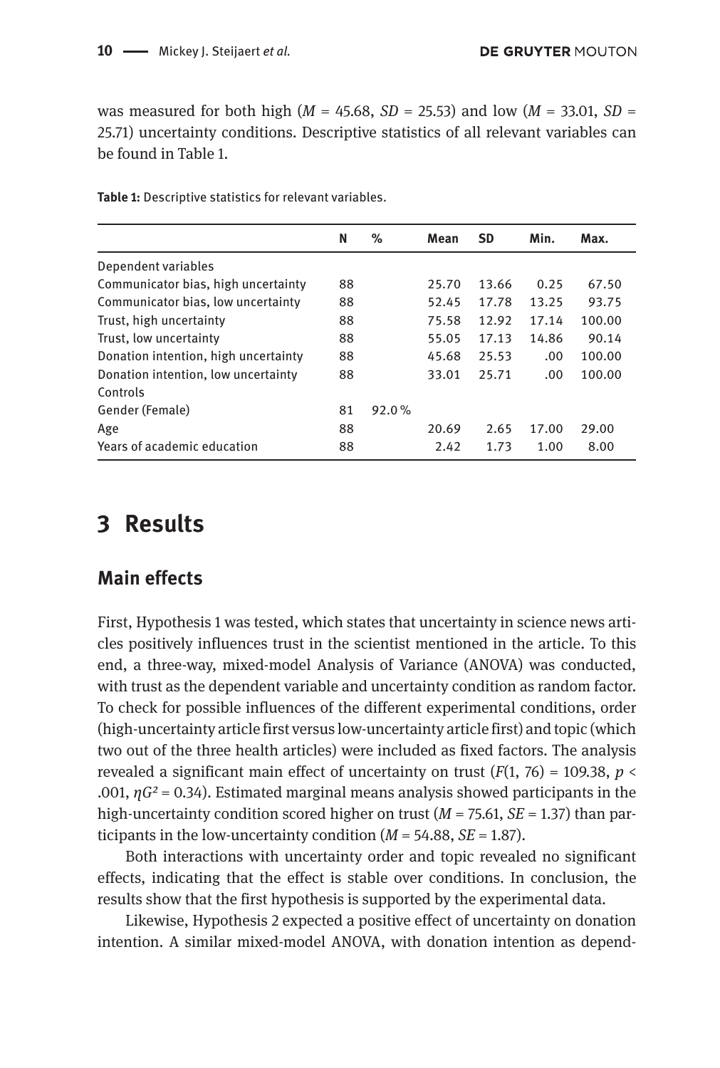was measured for both high (*M* = 45.68, *SD* = 25.53) and low (*M* = 33.01, *SD* = 25.71) uncertainty conditions. Descriptive statistics of all relevant variables can be found in Table 1.

**Table 1:** Descriptive statistics for relevant variables.

| | N | % | Mean | SD | Min. | Max. |
|---|---|---|---|---|---|---|
| Dependent variables | | | | | | |
| Communicator bias, high uncertainty | 88 | | 25.70 | 13.66 | 0.25 | 67.50 |
| Communicator bias, low uncertainty | 88 | | 52.45 | 17.78 | 13.25 | 93.75 |
| Trust, high uncertainty | 88 | | 75.58 | 12.92 | 17.14 | 100.00 |
| Trust, low uncertainty | 88 | | 55.05 | 17.13 | 14.86 | 90.14 |
| Donation intention, high uncertainty | 88 | | 45.68 | 25.53 | .00 | 100.00 |
| Donation intention, low uncertainty | 88 | | 33.01 | 25.71 | .00 | 100.00 |
| Controls | | | | | | |
| Gender (Female) | 81 | 92.0 % | | | | |
| Age | 88 | | 20.69 | 2.65 | 17.00 | 29.00 |
| Years of academic education | 88 | | 2.42 | 1.73 | 1.00 | 8.00 |

# 3 Results

## Main effects

First, Hypothesis 1 was tested, which states that uncertainty in science news articles positively influences trust in the scientist mentioned in the article. To this end, a three-way, mixed-model Analysis of Variance (ANOVA) was conducted, with trust as the dependent variable and uncertainty condition as random factor. To check for possible influences of the different experimental conditions, order (high-uncertainty article first versus low-uncertainty article first) and topic (which two out of the three health articles) were included as fixed factors. The analysis revealed a significant main effect of uncertainty on trust ($F(1, 76) = 109.38$, $p < .001$, $\eta G^2 = 0.34$). Estimated marginal means analysis showed participants in the high-uncertainty condition scored higher on trust (*M* = 75.61, *SE* = 1.37) than participants in the low-uncertainty condition (*M* = 54.88, *SE* = 1.87).

Both interactions with uncertainty order and topic revealed no significant effects, indicating that the effect is stable over conditions. In conclusion, the results show that the first hypothesis is supported by the experimental data.

Likewise, Hypothesis 2 expected a positive effect of uncertainty on donation intention. A similar mixed-model ANOVA, with donation intention as depend-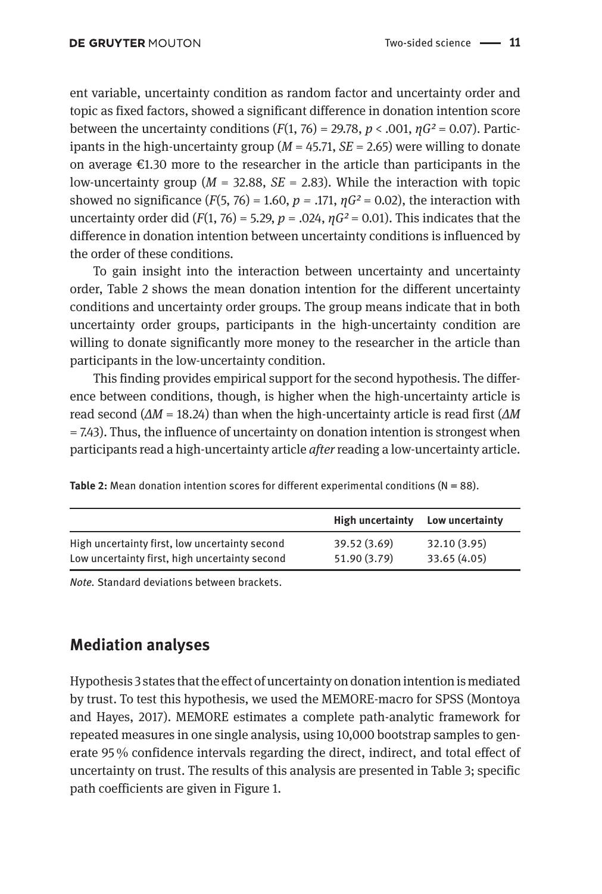ent variable, uncertainty condition as random factor and uncertainty order and topic as fixed factors, showed a significant difference in donation intention score between the uncertainty conditions ($F(1, 76) = 29.78$, $p < .001$, $\eta G^2 = 0.07$). Participants in the high-uncertainty group ($M = 45.71$, $SE = 2.65$) were willing to donate on average €1.30 more to the researcher in the article than participants in the low-uncertainty group ($M = 32.88$, $SE = 2.83$). While the interaction with topic showed no significance ($F(5, 76) = 1.60$, $p = .171$, $\eta G^2 = 0.02$), the interaction with uncertainty order did ($F(1, 76) = 5.29$, $p = .024$, $\eta G^2 = 0.01$). This indicates that the difference in donation intention between uncertainty conditions is influenced by the order of these conditions.

To gain insight into the interaction between uncertainty and uncertainty order, Table 2 shows the mean donation intention for the different uncertainty conditions and uncertainty order groups. The group means indicate that in both uncertainty order groups, participants in the high-uncertainty condition are willing to donate significantly more money to the researcher in the article than participants in the low-uncertainty condition.

This finding provides empirical support for the second hypothesis. The difference between conditions, though, is higher when the high-uncertainty article is read second ($\Delta M = 18.24$) than when the high-uncertainty article is read first ($\Delta M = 7.43$). Thus, the influence of uncertainty on donation intention is strongest when participants read a high-uncertainty article *after* reading a low-uncertainty article.

**Table 2:** Mean donation intention scores for different experimental conditions (N = 88).

| | High uncertainty | Low uncertainty |
|---|---|---|
| High uncertainty first, low uncertainty second | 39.52 (3.69) | 32.10 (3.95) |
| Low uncertainty first, high uncertainty second | 51.90 (3.79) | 33.65 (4.05) |

*Note.* Standard deviations between brackets.

## Mediation analyses

Hypothesis 3 states that the effect of uncertainty on donation intention is mediated by trust. To test this hypothesis, we used the MEMORE-macro for SPSS (Montoya and Hayes, 2017). MEMORE estimates a complete path-analytic framework for repeated measures in one single analysis, using 10,000 bootstrap samples to generate 95 % confidence intervals regarding the direct, indirect, and total effect of uncertainty on trust. The results of this analysis are presented in Table 3; specific path coefficients are given in Figure 1.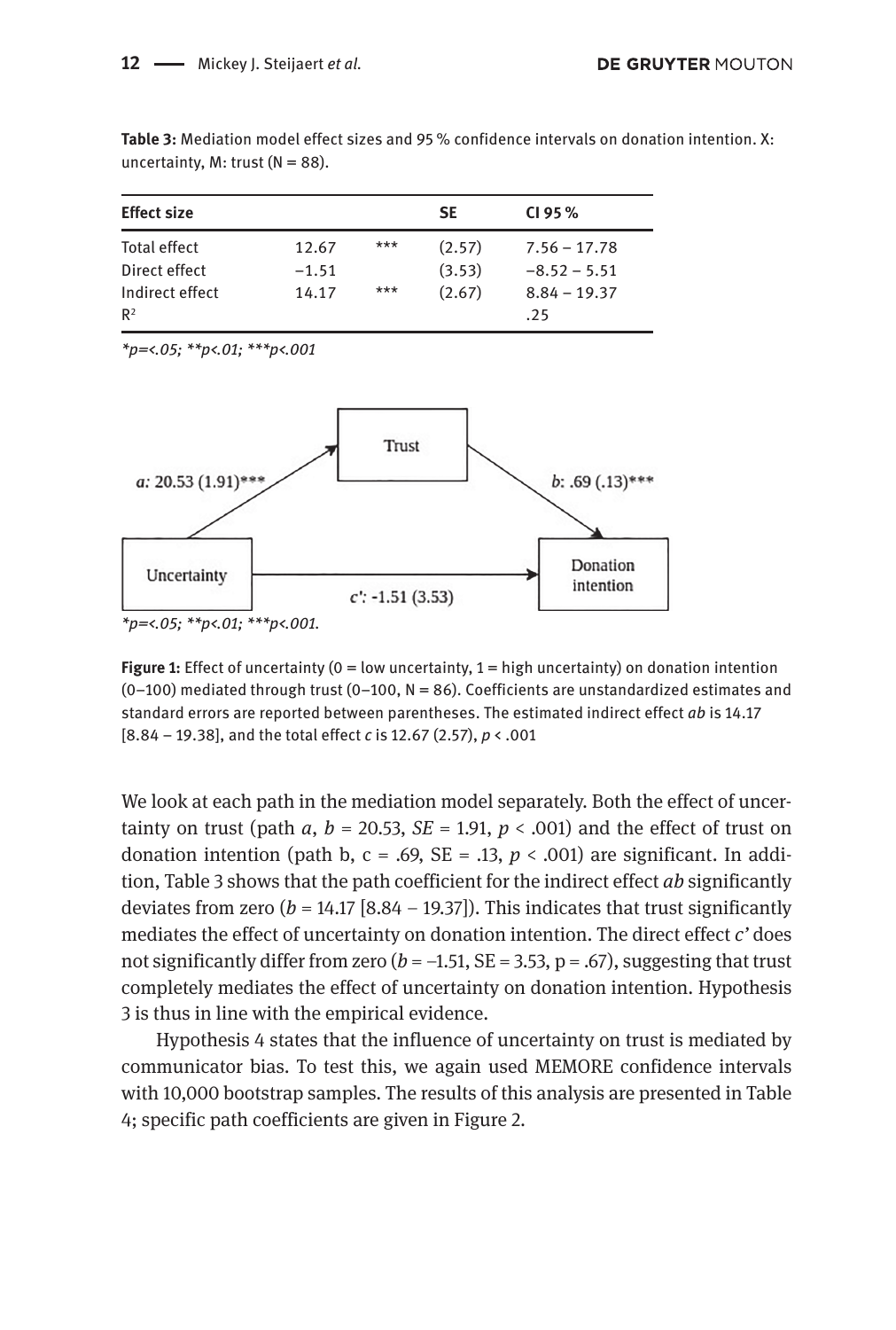**Table 3:** Mediation model effect sizes and 95 % confidence intervals on donation intention. X: uncertainty, M: trust (N = 88).

| Effect size | | | SE | CI 95 % |
|---|---|---|---|---|
| Total effect | 12.67 | *** | (2.57) | 7.56 – 17.78 |
| Direct effect | −1.51 | | (3.53) | −8.52 – 5.51 |
| Indirect effect | 14.17 | *** | (2.67) | 8.84 – 19.37 |
| $R^2$ | | | | .25 |

*\*p=<.05; \*\*p<.01; \*\*\*p<.001*

Trust

*a*: 20.53 (1.91)***

*b*: .69 (.13)***

Uncertainty

Donation intention

*c'*: -1.51 (3.53)

*\*p=<.05; \*\*p<.01; \*\*\*p<.001.*

**Figure 1:** Effect of uncertainty (0 = low uncertainty, 1 = high uncertainty) on donation intention (0–100) mediated through trust (0–100, N = 86). Coefficients are unstandardized estimates and standard errors are reported between parentheses. The estimated indirect effect *ab* is 14.17 [8.84 – 19.38], and the total effect *c* is 12.67 (2.57), $p < .001$

We look at each path in the mediation model separately. Both the effect of uncertainty on trust (path *a*, $b = 20.53$, $SE = 1.91$, $p < .001$) and the effect of trust on donation intention (path b, c = .69, SE = .13, $p < .001$) are significant. In addition, Table 3 shows that the path coefficient for the indirect effect *ab* significantly deviates from zero ($b = 14.17$ [8.84 – 19.37]). This indicates that trust significantly mediates the effect of uncertainty on donation intention. The direct effect *c'* does not significantly differ from zero ($b = -1.51$, SE = 3.53, p = .67), suggesting that trust completely mediates the effect of uncertainty on donation intention. Hypothesis 3 is thus in line with the empirical evidence.

Hypothesis 4 states that the influence of uncertainty on trust is mediated by communicator bias. To test this, we again used MEMORE confidence intervals with 10,000 bootstrap samples. The results of this analysis are presented in Table 4; specific path coefficients are given in Figure 2.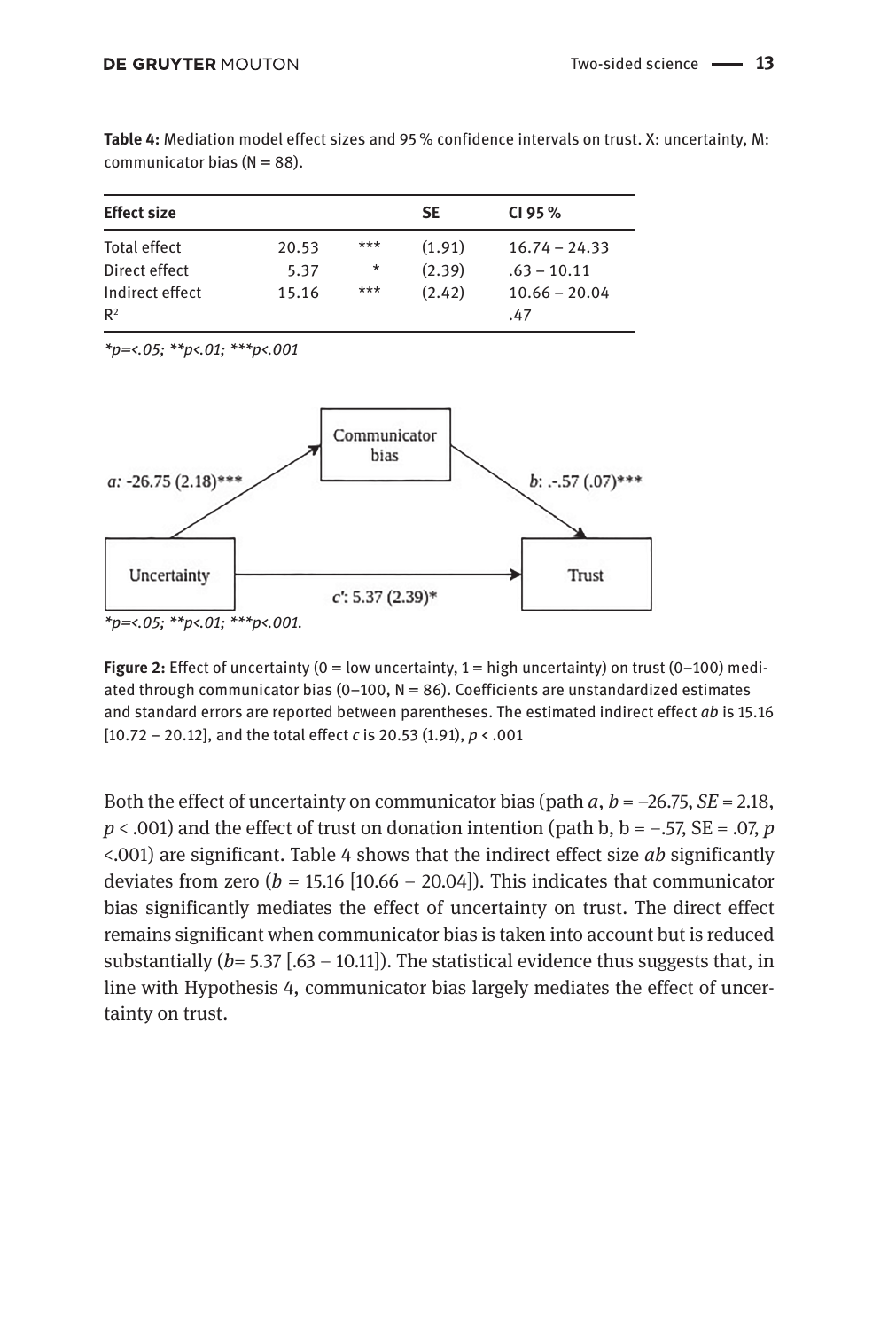**Table 4:** Mediation model effect sizes and 95 % confidence intervals on trust. X: uncertainty, M: communicator bias (N = 88).

| Effect size | | | SE | CI 95 % |
|---|---|---|---|---|
| Total effect | 20.53 | *** | (1.91) | 16.74 – 24.33 |
| Direct effect | 5.37 | * | (2.39) | .63 – 10.11 |
| Indirect effect | 15.16 | *** | (2.42) | 10.66 – 20.04 |
| $R^2$ | | | | .47 |

*\*p=<.05; \*\*p<.01; \*\*\*p<.001*

Communicator bias

*a*: -26.75 (2.18)***

*b*: .-.57 (.07)***

Uncertainty

Trust

*c'*: 5.37 (2.39)*

*\*p=<.05; \*\*p<.01; \*\*\*p<.001.*

**Figure 2:** Effect of uncertainty (0 = low uncertainty, 1 = high uncertainty) on trust (0–100) mediated through communicator bias (0–100, N = 86). Coefficients are unstandardized estimates and standard errors are reported between parentheses. The estimated indirect effect *ab* is 15.16 [10.72 – 20.12], and the total effect *c* is 20.53 (1.91), $p < .001$

Both the effect of uncertainty on communicator bias (path *a*, $b = -26.75$, $SE = 2.18$, $p < .001$) and the effect of trust on donation intention (path b, $b = -.57$, $SE = .07$, $p < .001$) are significant. Table 4 shows that the indirect effect size *ab* significantly deviates from zero ($b = 15.16$ [10.66 – 20.04]). This indicates that communicator bias significantly mediates the effect of uncertainty on trust. The direct effect remains significant when communicator bias is taken into account but is reduced substantially ($b = 5.37$ [.63 – 10.11]). The statistical evidence thus suggests that, in line with Hypothesis 4, communicator bias largely mediates the effect of uncertainty on trust.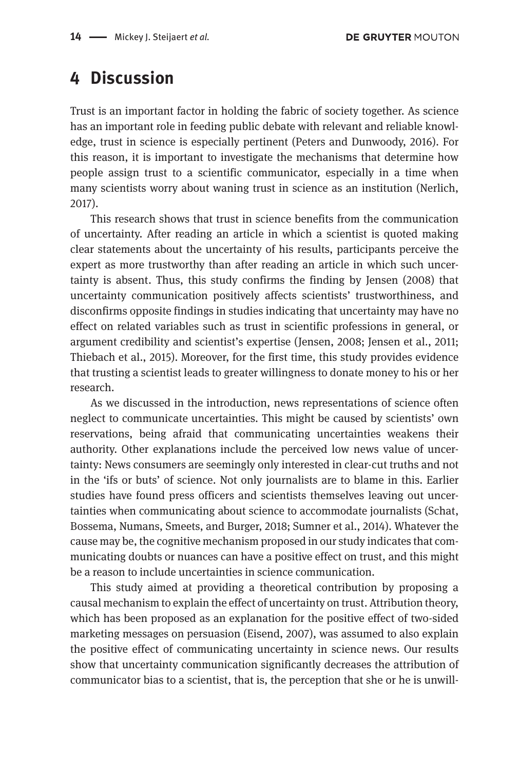# 4 Discussion

Trust is an important factor in holding the fabric of society together. As science has an important role in feeding public debate with relevant and reliable knowledge, trust in science is especially pertinent (Peters and Dunwoody, 2016). For this reason, it is important to investigate the mechanisms that determine how people assign trust to a scientific communicator, especially in a time when many scientists worry about waning trust in science as an institution (Nerlich, 2017).

This research shows that trust in science benefits from the communication of uncertainty. After reading an article in which a scientist is quoted making clear statements about the uncertainty of his results, participants perceive the expert as more trustworthy than after reading an article in which such uncertainty is absent. Thus, this study confirms the finding by Jensen (2008) that uncertainty communication positively affects scientists' trustworthiness, and disconfirms opposite findings in studies indicating that uncertainty may have no effect on related variables such as trust in scientific professions in general, or argument credibility and scientist's expertise (Jensen, 2008; Jensen et al., 2011; Thiebach et al., 2015). Moreover, for the first time, this study provides evidence that trusting a scientist leads to greater willingness to donate money to his or her research.

As we discussed in the introduction, news representations of science often neglect to communicate uncertainties. This might be caused by scientists' own reservations, being afraid that communicating uncertainties weakens their authority. Other explanations include the perceived low news value of uncertainty: News consumers are seemingly only interested in clear-cut truths and not in the 'ifs or buts' of science. Not only journalists are to blame in this. Earlier studies have found press officers and scientists themselves leaving out uncertainties when communicating about science to accommodate journalists (Schat, Bossema, Numans, Smeets, and Burger, 2018; Sumner et al., 2014). Whatever the cause may be, the cognitive mechanism proposed in our study indicates that communicating doubts or nuances can have a positive effect on trust, and this might be a reason to include uncertainties in science communication.

This study aimed at providing a theoretical contribution by proposing a causal mechanism to explain the effect of uncertainty on trust. Attribution theory, which has been proposed as an explanation for the positive effect of two-sided marketing messages on persuasion (Eisend, 2007), was assumed to also explain the positive effect of communicating uncertainty in science news. Our results show that uncertainty communication significantly decreases the attribution of communicator bias to a scientist, that is, the perception that she or he is unwill-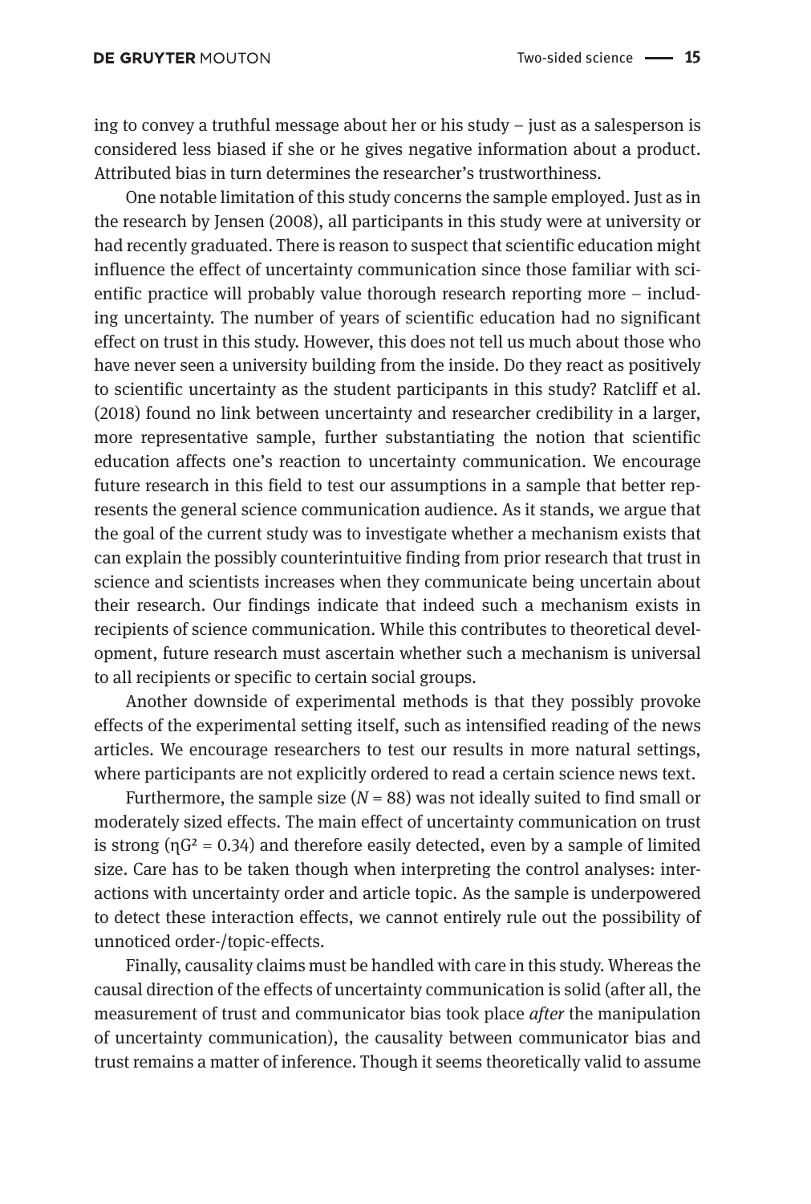ing to convey a truthful message about her or his study – just as a salesperson is considered less biased if she or he gives negative information about a product. Attributed bias in turn determines the researcher's trustworthiness.

One notable limitation of this study concerns the sample employed. Just as in the research by Jensen (2008), all participants in this study were at university or had recently graduated. There is reason to suspect that scientific education might influence the effect of uncertainty communication since those familiar with scientific practice will probably value thorough research reporting more – including uncertainty. The number of years of scientific education had no significant effect on trust in this study. However, this does not tell us much about those who have never seen a university building from the inside. Do they react as positively to scientific uncertainty as the student participants in this study? Ratcliff et al. (2018) found no link between uncertainty and researcher credibility in a larger, more representative sample, further substantiating the notion that scientific education affects one's reaction to uncertainty communication. We encourage future research in this field to test our assumptions in a sample that better represents the general science communication audience. As it stands, we argue that the goal of the current study was to investigate whether a mechanism exists that can explain the possibly counterintuitive finding from prior research that trust in science and scientists increases when they communicate being uncertain about their research. Our findings indicate that indeed such a mechanism exists in recipients of science communication. While this contributes to theoretical development, future research must ascertain whether such a mechanism is universal to all recipients or specific to certain social groups.

Another downside of experimental methods is that they possibly provoke effects of the experimental setting itself, such as intensified reading of the news articles. We encourage researchers to test our results in more natural settings, where participants are not explicitly ordered to read a certain science news text.

Furthermore, the sample size ($N = 88$) was not ideally suited to find small or moderately sized effects. The main effect of uncertainty communication on trust is strong ($\eta G^2 = 0.34$) and therefore easily detected, even by a sample of limited size. Care has to be taken though when interpreting the control analyses: interactions with uncertainty order and article topic. As the sample is underpowered to detect these interaction effects, we cannot entirely rule out the possibility of unnoticed order-/topic-effects.

Finally, causality claims must be handled with care in this study. Whereas the causal direction of the effects of uncertainty communication is solid (after all, the measurement of trust and communicator bias took place *after* the manipulation of uncertainty communication), the causality between communicator bias and trust remains a matter of inference. Though it seems theoretically valid to assume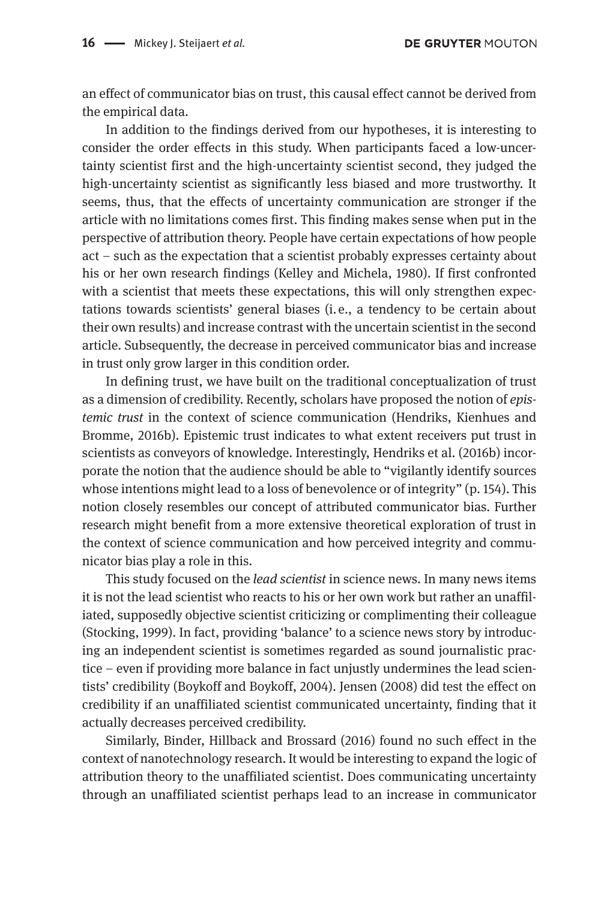an effect of communicator bias on trust, this causal effect cannot be derived from the empirical data.

In addition to the findings derived from our hypotheses, it is interesting to consider the order effects in this study. When participants faced a low-uncertainty scientist first and the high-uncertainty scientist second, they judged the high-uncertainty scientist as significantly less biased and more trustworthy. It seems, thus, that the effects of uncertainty communication are stronger if the article with no limitations comes first. This finding makes sense when put in the perspective of attribution theory. People have certain expectations of how people act – such as the expectation that a scientist probably expresses certainty about his or her own research findings (Kelley and Michela, 1980). If first confronted with a scientist that meets these expectations, this will only strengthen expectations towards scientists' general biases (i. e., a tendency to be certain about their own results) and increase contrast with the uncertain scientist in the second article. Subsequently, the decrease in perceived communicator bias and increase in trust only grow larger in this condition order.

In defining trust, we have built on the traditional conceptualization of trust as a dimension of credibility. Recently, scholars have proposed the notion of *epistemic trust* in the context of science communication (Hendriks, Kienhues and Bromme, 2016b). Epistemic trust indicates to what extent receivers put trust in scientists as conveyors of knowledge. Interestingly, Hendriks et al. (2016b) incorporate the notion that the audience should be able to "vigilantly identify sources whose intentions might lead to a loss of benevolence or of integrity" (p. 154). This notion closely resembles our concept of attributed communicator bias. Further research might benefit from a more extensive theoretical exploration of trust in the context of science communication and how perceived integrity and communicator bias play a role in this.

This study focused on the *lead scientist* in science news. In many news items it is not the lead scientist who reacts to his or her own work but rather an unaffiliated, supposedly objective scientist criticizing or complimenting their colleague (Stocking, 1999). In fact, providing 'balance' to a science news story by introducing an independent scientist is sometimes regarded as sound journalistic practice – even if providing more balance in fact unjustly undermines the lead scientists' credibility (Boykoff and Boykoff, 2004). Jensen (2008) did test the effect on credibility if an unaffiliated scientist communicated uncertainty, finding that it actually decreases perceived credibility.

Similarly, Binder, Hillback and Brossard (2016) found no such effect in the context of nanotechnology research. It would be interesting to expand the logic of attribution theory to the unaffiliated scientist. Does communicating uncertainty through an unaffiliated scientist perhaps lead to an increase in communicator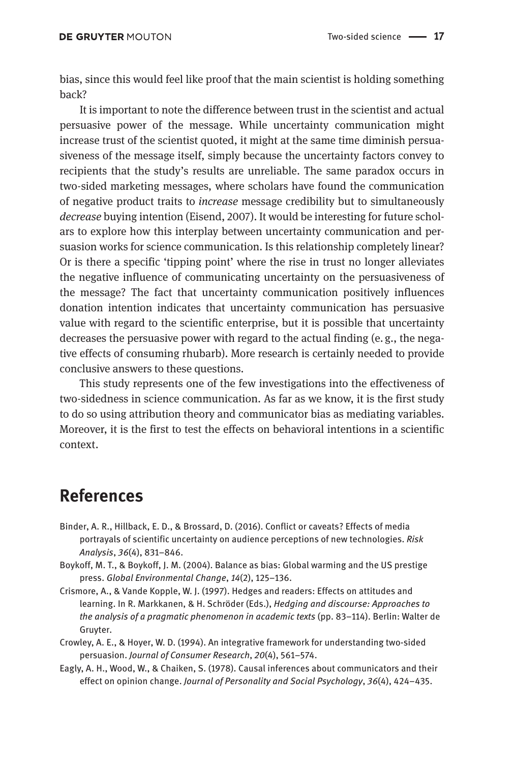bias, since this would feel like proof that the main scientist is holding something back?

It is important to note the difference between trust in the scientist and actual persuasive power of the message. While uncertainty communication might increase trust of the scientist quoted, it might at the same time diminish persuasiveness of the message itself, simply because the uncertainty factors convey to recipients that the study's results are unreliable. The same paradox occurs in two-sided marketing messages, where scholars have found the communication of negative product traits to *increase* message credibility but to simultaneously *decrease* buying intention (Eisend, 2007). It would be interesting for future scholars to explore how this interplay between uncertainty communication and persuasion works for science communication. Is this relationship completely linear? Or is there a specific 'tipping point' where the rise in trust no longer alleviates the negative influence of communicating uncertainty on the persuasiveness of the message? The fact that uncertainty communication positively influences donation intention indicates that uncertainty communication has persuasive value with regard to the scientific enterprise, but it is possible that uncertainty decreases the persuasive power with regard to the actual finding (e. g., the negative effects of consuming rhubarb). More research is certainly needed to provide conclusive answers to these questions.

This study represents one of the few investigations into the effectiveness of two-sidedness in science communication. As far as we know, it is the first study to do so using attribution theory and communicator bias as mediating variables. Moreover, it is the first to test the effects on behavioral intentions in a scientific context.

## References

Binder, A. R., Hillback, E. D., & Brossard, D. (2016). Conflict or caveats? Effects of media portrayals of scientific uncertainty on audience perceptions of new technologies. *Risk Analysis*, *36*(4), 831–846.

Boykoff, M. T., & Boykoff, J. M. (2004). Balance as bias: Global warming and the US prestige press. *Global Environmental Change*, *14*(2), 125–136.

Crismore, A., & Vande Kopple, W. J. (1997). Hedges and readers: Effects on attitudes and learning. In R. Markkanen, & H. Schröder (Eds.), *Hedging and discourse: Approaches to the analysis of a pragmatic phenomenon in academic texts* (pp. 83–114). Berlin: Walter de Gruyter.

Crowley, A. E., & Hoyer, W. D. (1994). An integrative framework for understanding two-sided persuasion. *Journal of Consumer Research*, *20*(4), 561–574.

Eagly, A. H., Wood, W., & Chaiken, S. (1978). Causal inferences about communicators and their effect on opinion change. *Journal of Personality and Social Psychology*, *36*(4), 424–435.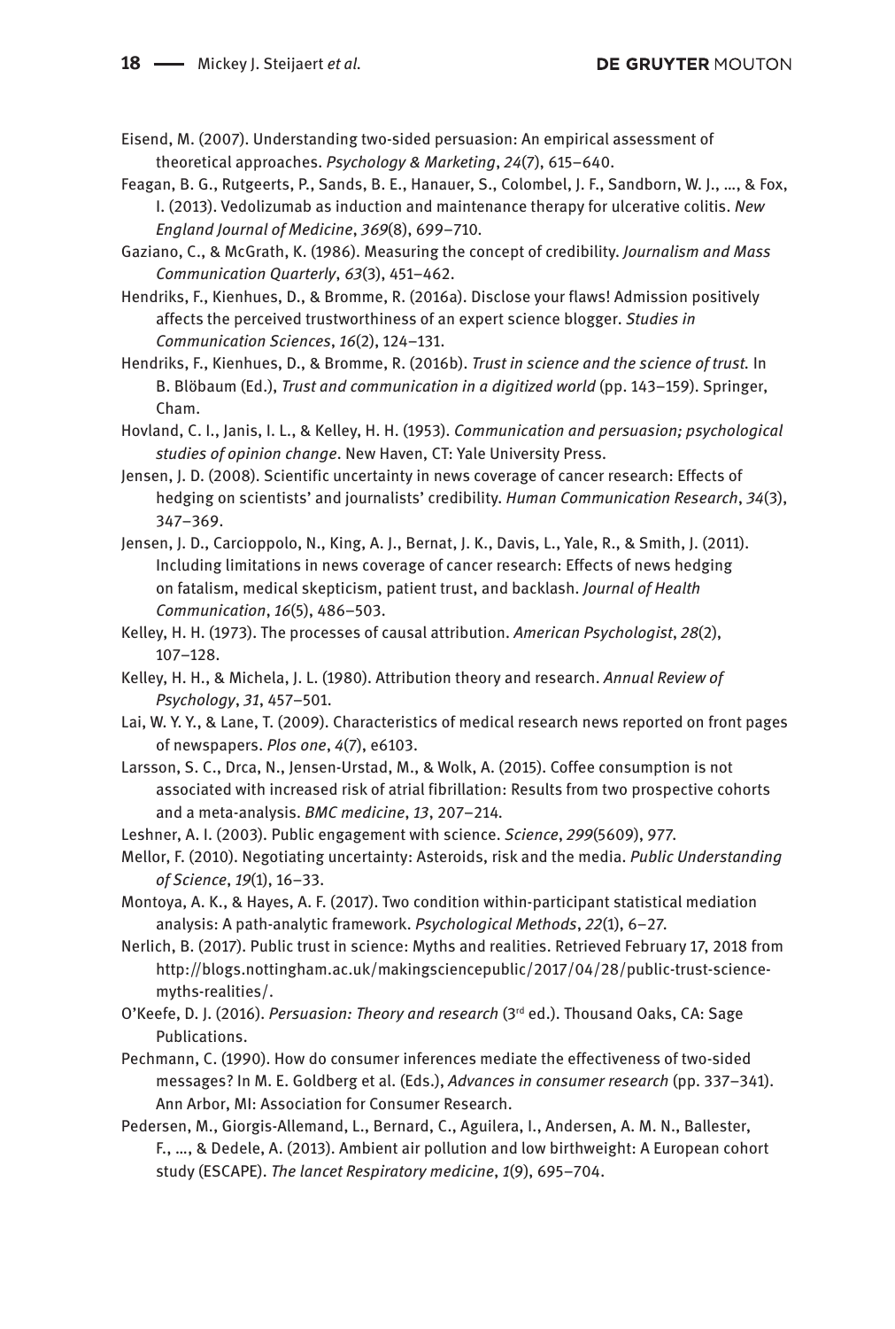Eisend, M. (2007). Understanding two-sided persuasion: An empirical assessment of theoretical approaches. *Psychology & Marketing*, *24*(7), 615–640.

Feagan, B. G., Rutgeerts, P., Sands, B. E., Hanauer, S., Colombel, J. F., Sandborn, W. J., …, & Fox, I. (2013). Vedolizumab as induction and maintenance therapy for ulcerative colitis. *New England Journal of Medicine*, *369*(8), 699–710.

Gaziano, C., & McGrath, K. (1986). Measuring the concept of credibility. *Journalism and Mass Communication Quarterly*, *63*(3), 451–462.

Hendriks, F., Kienhues, D., & Bromme, R. (2016a). Disclose your flaws! Admission positively affects the perceived trustworthiness of an expert science blogger. *Studies in Communication Sciences*, *16*(2), 124–131.

Hendriks, F., Kienhues, D., & Bromme, R. (2016b). *Trust in science and the science of trust.* In B. Blöbaum (Ed.), *Trust and communication in a digitized world* (pp. 143–159). Springer, Cham.

Hovland, C. I., Janis, I. L., & Kelley, H. H. (1953). *Communication and persuasion; psychological studies of opinion change*. New Haven, CT: Yale University Press.

Jensen, J. D. (2008). Scientific uncertainty in news coverage of cancer research: Effects of hedging on scientists' and journalists' credibility. *Human Communication Research*, *34*(3), 347–369.

Jensen, J. D., Carcioppolo, N., King, A. J., Bernat, J. K., Davis, L., Yale, R., & Smith, J. (2011). Including limitations in news coverage of cancer research: Effects of news hedging on fatalism, medical skepticism, patient trust, and backlash. *Journal of Health Communication*, *16*(5), 486–503.

Kelley, H. H. (1973). The processes of causal attribution. *American Psychologist*, *28*(2), 107–128.

Kelley, H. H., & Michela, J. L. (1980). Attribution theory and research. *Annual Review of Psychology*, *31*, 457–501.

Lai, W. Y. Y., & Lane, T. (2009). Characteristics of medical research news reported on front pages of newspapers. *Plos one*, *4*(7), e6103.

Larsson, S. C., Drca, N., Jensen-Urstad, M., & Wolk, A. (2015). Coffee consumption is not associated with increased risk of atrial fibrillation: Results from two prospective cohorts and a meta-analysis. *BMC medicine*, *13*, 207–214.

Leshner, A. I. (2003). Public engagement with science. *Science*, *299*(5609), 977.

Mellor, F. (2010). Negotiating uncertainty: Asteroids, risk and the media. *Public Understanding of Science*, *19*(1), 16–33.

Montoya, A. K., & Hayes, A. F. (2017). Two condition within-participant statistical mediation analysis: A path-analytic framework. *Psychological Methods*, *22*(1), 6–27.

Nerlich, B. (2017). Public trust in science: Myths and realities. Retrieved February 17, 2018 from http://blogs.nottingham.ac.uk/makingsciencepublic/2017/04/28/public-trust-science-myths-realities/.

O'Keefe, D. J. (2016). *Persuasion: Theory and research* (3rd ed.). Thousand Oaks, CA: Sage Publications.

Pechmann, C. (1990). How do consumer inferences mediate the effectiveness of two-sided messages? In M. E. Goldberg et al. (Eds.), *Advances in consumer research* (pp. 337–341). Ann Arbor, MI: Association for Consumer Research.

Pedersen, M., Giorgis-Allemand, L., Bernard, C., Aguilera, I., Andersen, A. M. N., Ballester, F., …, & Dedele, A. (2013). Ambient air pollution and low birthweight: A European cohort study (ESCAPE). *The lancet Respiratory medicine*, *1*(9), 695–704.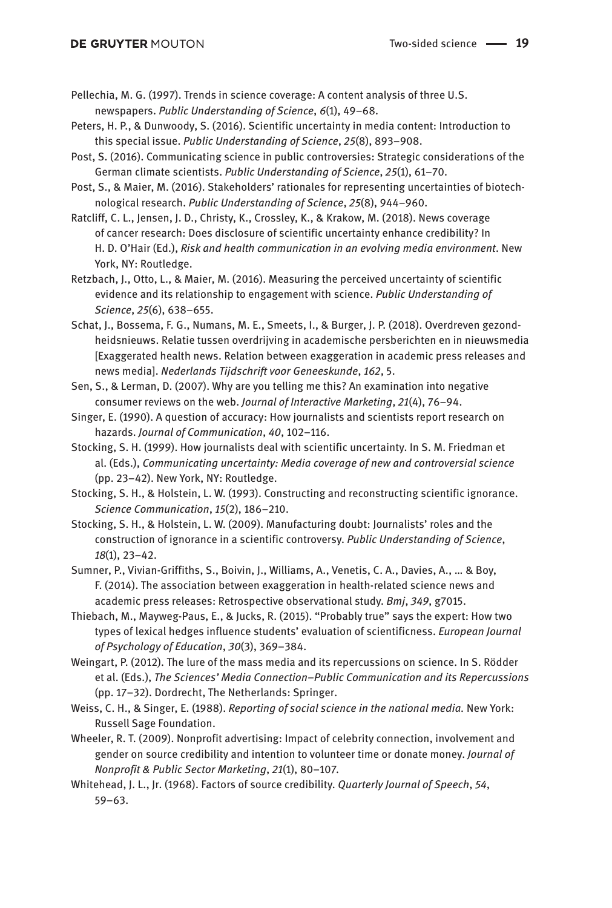Pellechia, M. G. (1997). Trends in science coverage: A content analysis of three U.S. newspapers. *Public Understanding of Science*, *6*(1), 49–68.

Peters, H. P., & Dunwoody, S. (2016). Scientific uncertainty in media content: Introduction to this special issue. *Public Understanding of Science*, *25*(8), 893–908.

Post, S. (2016). Communicating science in public controversies: Strategic considerations of the German climate scientists. *Public Understanding of Science*, *25*(1), 61–70.

Post, S., & Maier, M. (2016). Stakeholders' rationales for representing uncertainties of biotechnological research. *Public Understanding of Science*, *25*(8), 944–960.

Ratcliff, C. L., Jensen, J. D., Christy, K., Crossley, K., & Krakow, M. (2018). News coverage of cancer research: Does disclosure of scientific uncertainty enhance credibility? In H. D. O'Hair (Ed.), *Risk and health communication in an evolving media environment*. New York, NY: Routledge.

Retzbach, J., Otto, L., & Maier, M. (2016). Measuring the perceived uncertainty of scientific evidence and its relationship to engagement with science. *Public Understanding of Science*, *25*(6), 638–655.

Schat, J., Bossema, F. G., Numans, M. E., Smeets, I., & Burger, J. P. (2018). Overdreven gezondheidsnieuws. Relatie tussen overdrijving in academische persberichten en in nieuwsmedia [Exaggerated health news. Relation between exaggeration in academic press releases and news media]. *Nederlands Tijdschrift voor Geneeskunde*, *162*, 5.

Sen, S., & Lerman, D. (2007). Why are you telling me this? An examination into negative consumer reviews on the web. *Journal of Interactive Marketing*, *21*(4), 76–94.

Singer, E. (1990). A question of accuracy: How journalists and scientists report research on hazards. *Journal of Communication*, *40*, 102–116.

Stocking, S. H. (1999). How journalists deal with scientific uncertainty. In S. M. Friedman et al. (Eds.), *Communicating uncertainty: Media coverage of new and controversial science* (pp. 23–42). New York, NY: Routledge.

Stocking, S. H., & Holstein, L. W. (1993). Constructing and reconstructing scientific ignorance. *Science Communication*, *15*(2), 186–210.

Stocking, S. H., & Holstein, L. W. (2009). Manufacturing doubt: Journalists' roles and the construction of ignorance in a scientific controversy. *Public Understanding of Science*, *18*(1), 23–42.

Sumner, P., Vivian-Griffiths, S., Boivin, J., Williams, A., Venetis, C. A., Davies, A., … & Boy, F. (2014). The association between exaggeration in health-related science news and academic press releases: Retrospective observational study. *Bmj*, *349*, g7015.

Thiebach, M., Mayweg-Paus, E., & Jucks, R. (2015). "Probably true" says the expert: How two types of lexical hedges influence students' evaluation of scientificness. *European Journal of Psychology of Education*, *30*(3), 369–384.

Weingart, P. (2012). The lure of the mass media and its repercussions on science. In S. Rödder et al. (Eds.), *The Sciences' Media Connection–Public Communication and its Repercussions* (pp. 17–32). Dordrecht, The Netherlands: Springer.

Weiss, C. H., & Singer, E. (1988). *Reporting of social science in the national media.* New York: Russell Sage Foundation.

Wheeler, R. T. (2009). Nonprofit advertising: Impact of celebrity connection, involvement and gender on source credibility and intention to volunteer time or donate money. *Journal of Nonprofit & Public Sector Marketing*, *21*(1), 80–107.

Whitehead, J. L., Jr. (1968). Factors of source credibility. *Quarterly Journal of Speech*, *54*, 59–63.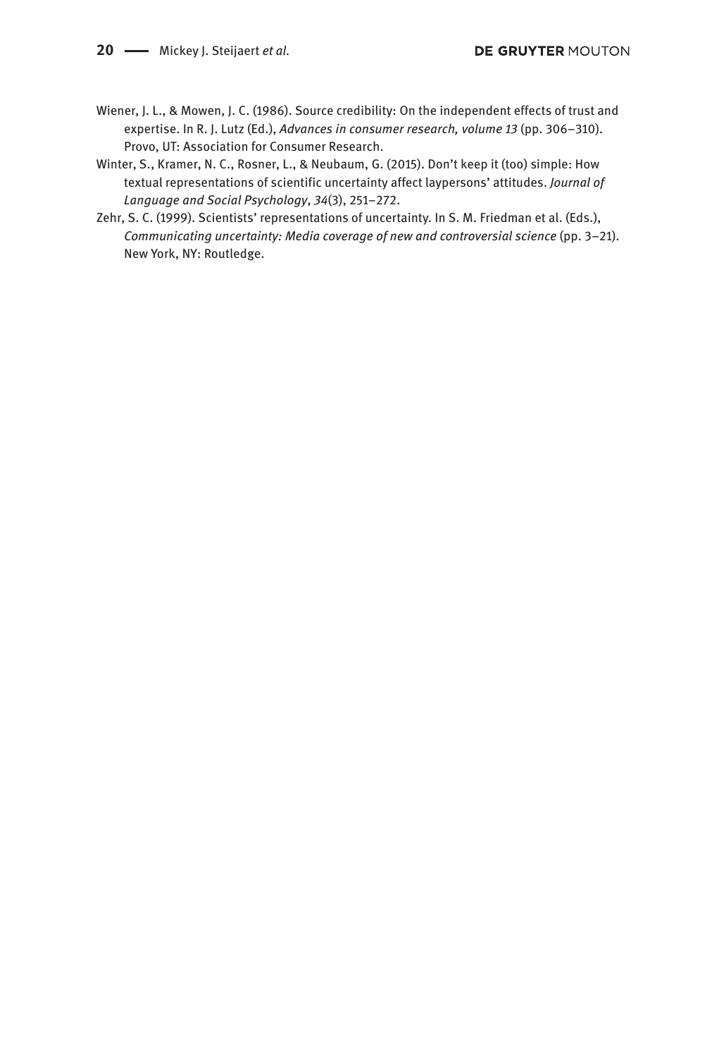Wiener, J. L., & Mowen, J. C. (1986). Source credibility: On the independent effects of trust and expertise. In R. J. Lutz (Ed.), *Advances in consumer research, volume 13* (pp. 306–310). Provo, UT: Association for Consumer Research.

Winter, S., Kramer, N. C., Rosner, L., & Neubaum, G. (2015). Don't keep it (too) simple: How textual representations of scientific uncertainty affect laypersons' attitudes. *Journal of Language and Social Psychology*, *34*(3), 251–272.

Zehr, S. C. (1999). Scientists' representations of uncertainty. In S. M. Friedman et al. (Eds.), *Communicating uncertainty: Media coverage of new and controversial science* (pp. 3–21). New York, NY: Routledge.